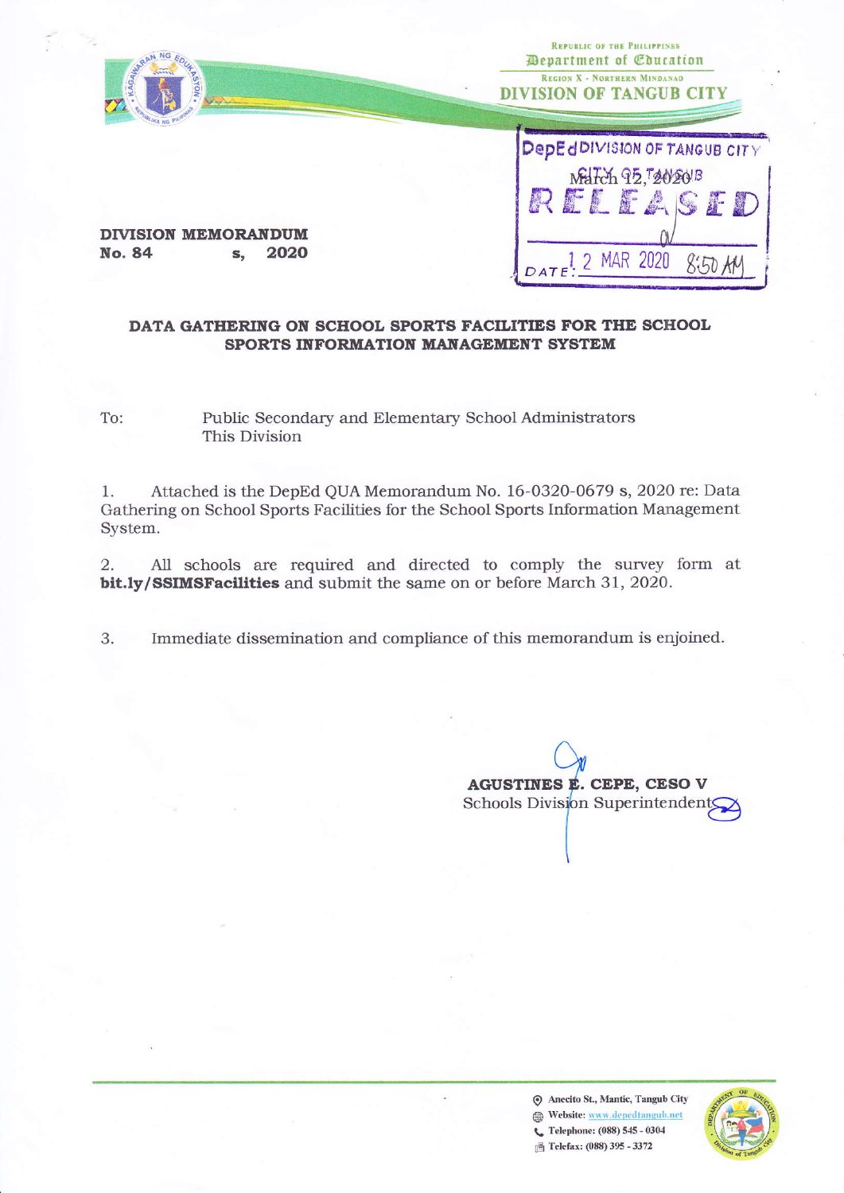Republic of the Philippines
Department of Education
Region X - Northern Mindanao
DIVISION OF TANGUB CITY

DepEd DIVISION OF TANGUB CITY
March 12, 2020
RELEASED
DATE: 12 MAR 2020 8:50 AM

**DIVISION MEMORANDUM**
**No. 84 s, 2020**

## DATA GATHERING ON SCHOOL SPORTS FACILITIES FOR THE SCHOOL SPORTS INFORMATION MANAGEMENT SYSTEM

To: Public Secondary and Elementary School Administrators
This Division

1. Attached is the DepEd QUA Memorandum No. 16-0320-0679 s, 2020 re: Data Gathering on School Sports Facilities for the School Sports Information Management System.

2. All schools are required and directed to comply the survey form at **bit.ly/SSIMSFacilities** and submit the same on or before March 31, 2020.

3. Immediate dissemination and compliance of this memorandum is enjoined.

**AGUSTINES E. CEPE, CESO V**
Schools Division Superintendent

Anecito St., Mantic, Tangub City
Website: www.depedtangub.net
Telephone: (088) 545 - 0304
Telefax: (088) 395 - 3372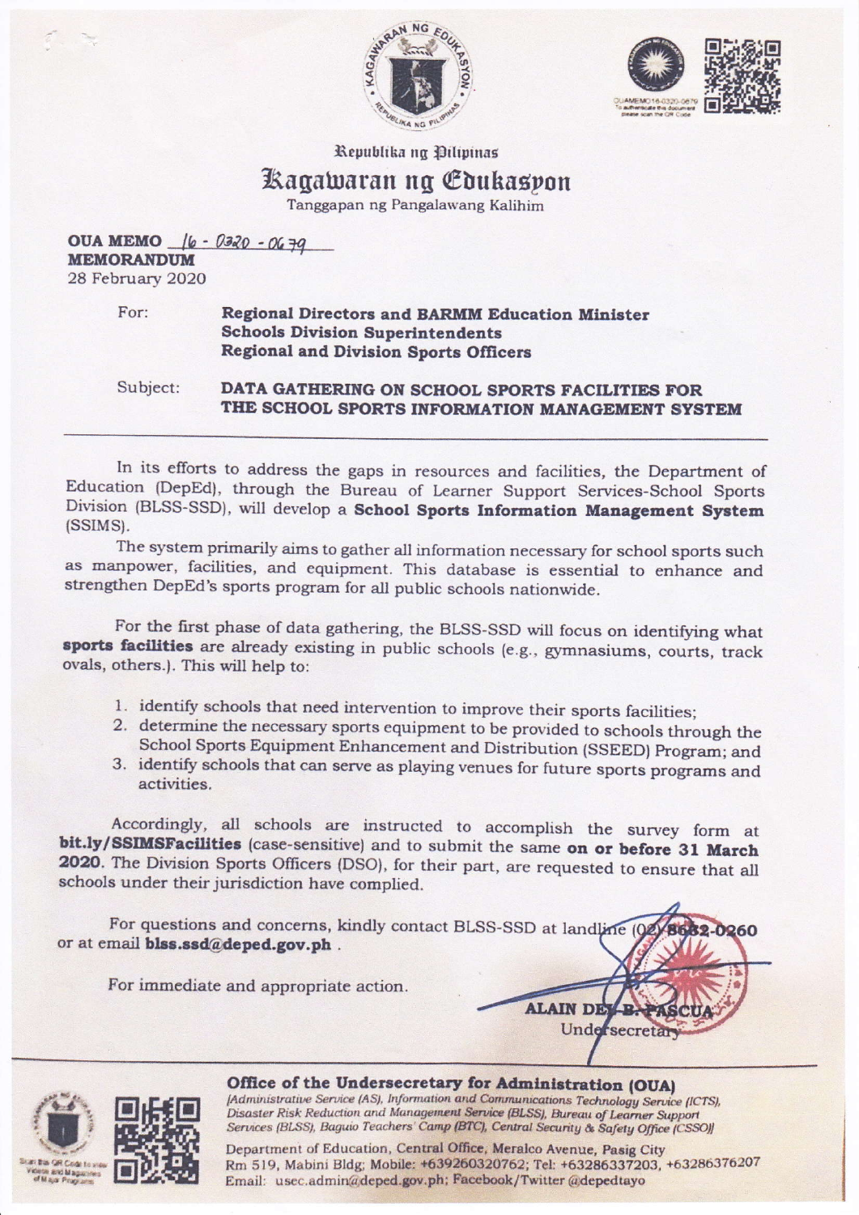Republika ng Pilipinas

# Kagawaran ng Edukasyon

Tanggapan ng Pangalawang Kalihim

QUAMEMO16-0320-0679
To authenticate this document please scan the QR Code

**OUA MEMO** 16 - 0320 - 0679

**MEMORANDUM**

28 February 2020

For: **Regional Directors and BARMM Education Minister**
**Schools Division Superintendents**
**Regional and Division Sports Officers**

Subject: **DATA GATHERING ON SCHOOL SPORTS FACILITIES FOR THE SCHOOL SPORTS INFORMATION MANAGEMENT SYSTEM**

---

In its efforts to address the gaps in resources and facilities, the Department of Education (DepEd), through the Bureau of Learner Support Services-School Sports Division (BLSS-SSD), will develop a **School Sports Information Management System** (SSIMS).

The system primarily aims to gather all information necessary for school sports such as manpower, facilities, and equipment. This database is essential to enhance and strengthen DepEd's sports program for all public schools nationwide.

For the first phase of data gathering, the BLSS-SSD will focus on identifying what **sports facilities** are already existing in public schools (e.g., gymnasiums, courts, track ovals, others.). This will help to:

1. identify schools that need intervention to improve their sports facilities;
2. determine the necessary sports equipment to be provided to schools through the School Sports Equipment Enhancement and Distribution (SSEED) Program; and
3. identify schools that can serve as playing venues for future sports programs and activities.

Accordingly, all schools are instructed to accomplish the survey form at **bit.ly/SSIMSFacilities** (case-sensitive) and to submit the same **on or before 31 March 2020**. The Division Sports Officers (DSO), for their part, are requested to ensure that all schools under their jurisdiction have complied.

For questions and concerns, kindly contact BLSS-SSD at landline (02) 8632-0260 or at email **blss.ssd@deped.gov.ph** .

For immediate and appropriate action.

**ALAIN DEL B. PASCUA**
Undersecretary

---

**Office of the Undersecretary for Administration (OUA)**

*[Administrative Service (AS), Information and Communications Technology Service (ICTS), Disaster Risk Reduction and Management Service (DRRMS), Bureau of Learner Support Services (BLSS), Baguio Teachers' Camp (BTC), Central Security & Safety Office (CSSO)]*

Department of Education, Central Office, Meralco Avenue, Pasig City
Rm 519, Mabini Bldg; Mobile: +639260320762; Tel: +63286337203, +63286376207
Email: usec.admin@deped.gov.ph; Facebook/Twitter @depedtayo

Scan this QR Code to view Videos and Magazines of Major Programs